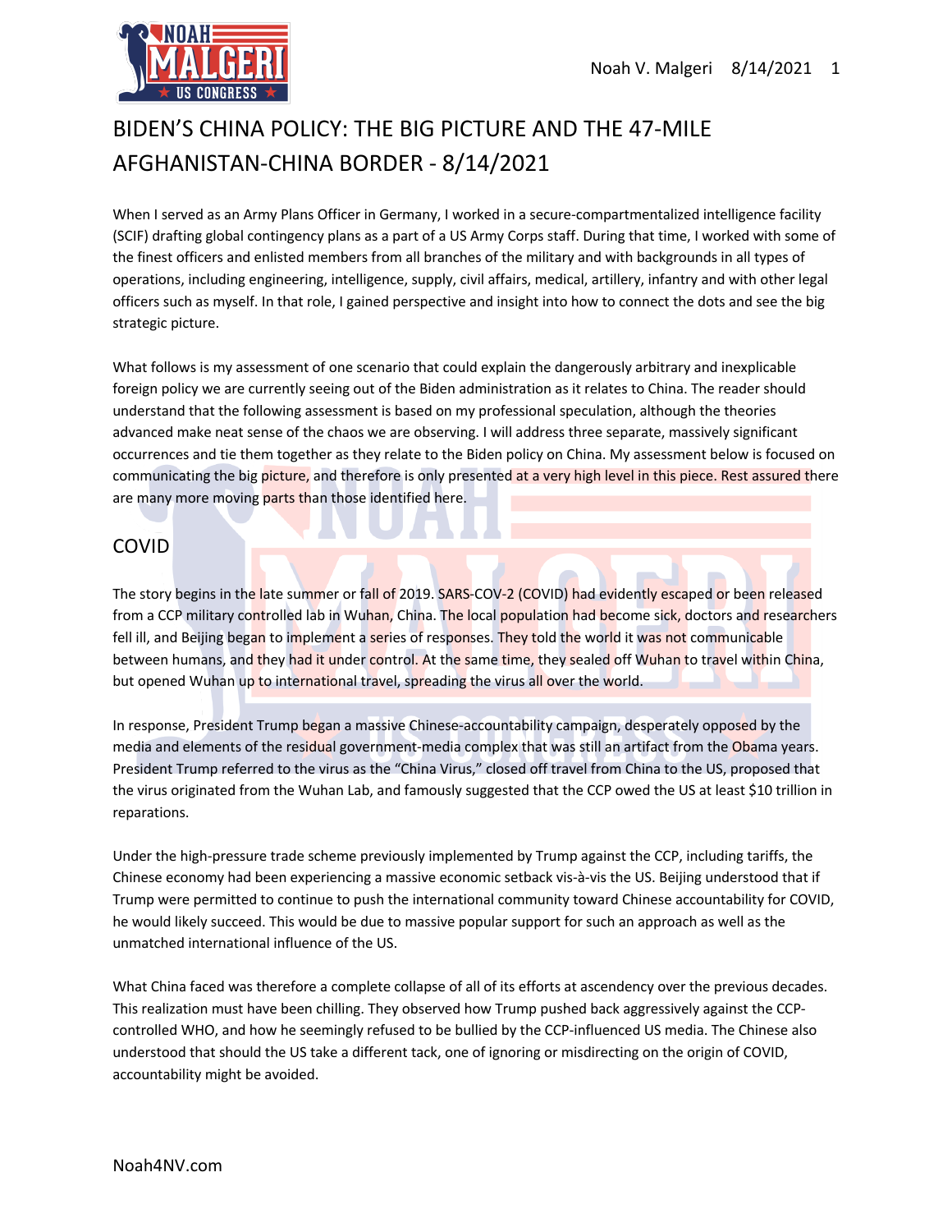# BIDEN'S CHINA POLICY: THE BIG PICTURE AND THE 47-MILE AFGHANISTAN-CHINA BORDER - 8/14/2021

When I served as an Army Plans Officer in Germany, I worked in a secure-compartmentalized intelligence facility (SCIF) drafting global contingency plans as a part of a US Army Corps staff. During that time, I worked with some of the finest officers and enlisted members from all branches of the military and with backgrounds in all types of operations, including engineering, intelligence, supply, civil affairs, medical, artillery, infantry and with other legal officers such as myself. In that role, I gained perspective and insight into how to connect the dots and see the big strategic picture.

What follows is my assessment of one scenario that could explain the dangerously arbitrary and inexplicable foreign policy we are currently seeing out of the Biden administration as it relates to China. The reader should understand that the following assessment is based on my professional speculation, although the theories advanced make neat sense of the chaos we are observing. I will address three separate, massively significant occurrences and tie them together as they relate to the Biden policy on China. My assessment below is focused on communicating the big picture, and therefore is only presented at a very high level in this piece. Rest assured there are many more moving parts than those identified here.

## COVID

The story begins in the late summer or fall of 2019. SARS-COV-2 (COVID) had evidently escaped or been released from a CCP military controlled lab in Wuhan, China. The local population had become sick, doctors and researchers fell ill, and Beijing began to implement a series of responses. They told the world it was not communicable between humans, and they had it under control. At the same time, they sealed off Wuhan to travel within China, but opened Wuhan up to international travel, spreading the virus all over the world.

In response, President Trump began a massive Chinese-accountability campaign, desperately opposed by the media and elements of the residual government-media complex that was still an artifact from the Obama years. President Trump referred to the virus as the "China Virus," closed off travel from China to the US, proposed that the virus originated from the Wuhan Lab, and famously suggested that the CCP owed the US at least $10 trillion in reparations.

Under the high-pressure trade scheme previously implemented by Trump against the CCP, including tariffs, the Chinese economy had been experiencing a massive economic setback vis-à-vis the US. Beijing understood that if Trump were permitted to continue to push the international community toward Chinese accountability for COVID, he would likely succeed. This would be due to massive popular support for such an approach as well as the unmatched international influence of the US.

What China faced was therefore a complete collapse of all of its efforts at ascendency over the previous decades. This realization must have been chilling. They observed how Trump pushed back aggressively against the CCP-controlled WHO, and how he seemingly refused to be bullied by the CCP-influenced US media. The Chinese also understood that should the US take a different tack, one of ignoring or misdirecting on the origin of COVID, accountability might be avoided.

Noah4NV.com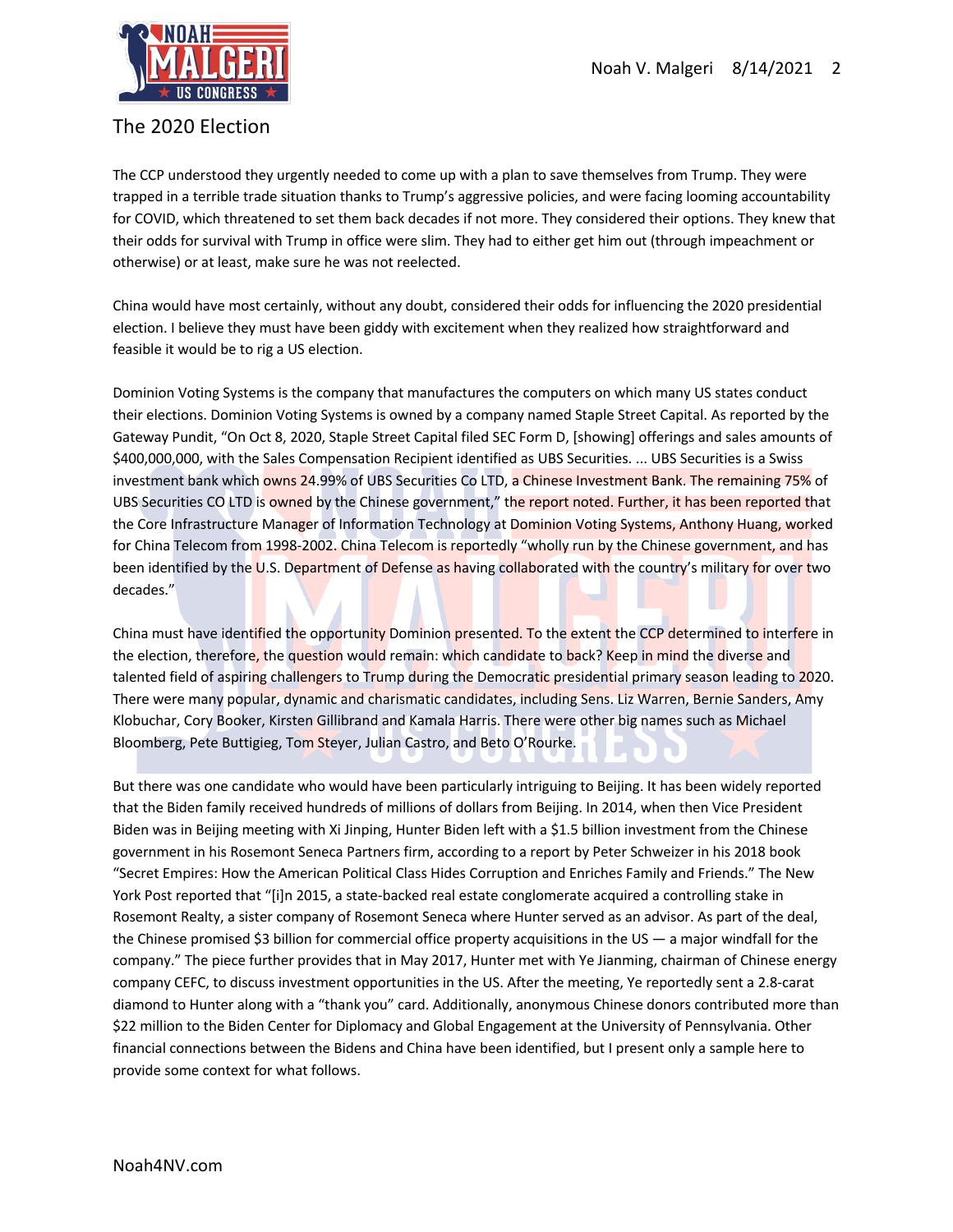## The 2020 Election

The CCP understood they urgently needed to come up with a plan to save themselves from Trump. They were trapped in a terrible trade situation thanks to Trump's aggressive policies, and were facing looming accountability for COVID, which threatened to set them back decades if not more. They considered their options. They knew that their odds for survival with Trump in office were slim. They had to either get him out (through impeachment or otherwise) or at least, make sure he was not reelected.

China would have most certainly, without any doubt, considered their odds for influencing the 2020 presidential election. I believe they must have been giddy with excitement when they realized how straightforward and feasible it would be to rig a US election.

Dominion Voting Systems is the company that manufactures the computers on which many US states conduct their elections. Dominion Voting Systems is owned by a company named Staple Street Capital. As reported by the Gateway Pundit, "On Oct 8, 2020, Staple Street Capital filed SEC Form D, [showing] offerings and sales amounts of $400,000,000, with the Sales Compensation Recipient identified as UBS Securities. ... UBS Securities is a Swiss investment bank which owns 24.99% of UBS Securities Co LTD, a Chinese Investment Bank. The remaining 75% of UBS Securities CO LTD is owned by the Chinese government," the report noted. Further, it has been reported that the Core Infrastructure Manager of Information Technology at Dominion Voting Systems, Anthony Huang, worked for China Telecom from 1998-2002. China Telecom is reportedly "wholly run by the Chinese government, and has been identified by the U.S. Department of Defense as having collaborated with the country's military for over two decades."

China must have identified the opportunity Dominion presented. To the extent the CCP determined to interfere in the election, therefore, the question would remain: which candidate to back? Keep in mind the diverse and talented field of aspiring challengers to Trump during the Democratic presidential primary season leading to 2020. There were many popular, dynamic and charismatic candidates, including Sens. Liz Warren, Bernie Sanders, Amy Klobuchar, Cory Booker, Kirsten Gillibrand and Kamala Harris. There were other big names such as Michael Bloomberg, Pete Buttigieg, Tom Steyer, Julian Castro, and Beto O'Rourke.

But there was one candidate who would have been particularly intriguing to Beijing. It has been widely reported that the Biden family received hundreds of millions of dollars from Beijing. In 2014, when then Vice President Biden was in Beijing meeting with Xi Jinping, Hunter Biden left with a $1.5 billion investment from the Chinese government in his Rosemont Seneca Partners firm, according to a report by Peter Schweizer in his 2018 book "Secret Empires: How the American Political Class Hides Corruption and Enriches Family and Friends." The New York Post reported that "[i]n 2015, a state-backed real estate conglomerate acquired a controlling stake in Rosemont Realty, a sister company of Rosemont Seneca where Hunter served as an advisor. As part of the deal, the Chinese promised $3 billion for commercial office property acquisitions in the US — a major windfall for the company." The piece further provides that in May 2017, Hunter met with Ye Jianming, chairman of Chinese energy company CEFC, to discuss investment opportunities in the US. After the meeting, Ye reportedly sent a 2.8-carat diamond to Hunter along with a "thank you" card. Additionally, anonymous Chinese donors contributed more than $22 million to the Biden Center for Diplomacy and Global Engagement at the University of Pennsylvania. Other financial connections between the Bidens and China have been identified, but I present only a sample here to provide some context for what follows.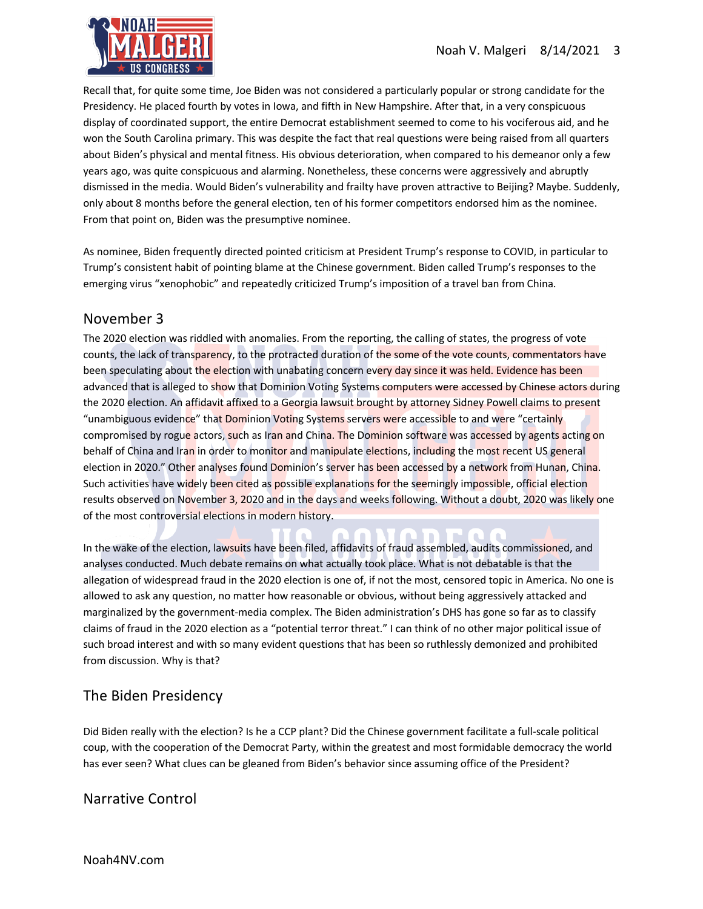Recall that, for quite some time, Joe Biden was not considered a particularly popular or strong candidate for the Presidency. He placed fourth by votes in Iowa, and fifth in New Hampshire. After that, in a very conspicuous display of coordinated support, the entire Democrat establishment seemed to come to his vociferous aid, and he won the South Carolina primary. This was despite the fact that real questions were being raised from all quarters about Biden's physical and mental fitness. His obvious deterioration, when compared to his demeanor only a few years ago, was quite conspicuous and alarming. Nonetheless, these concerns were aggressively and abruptly dismissed in the media. Would Biden's vulnerability and frailty have proven attractive to Beijing? Maybe. Suddenly, only about 8 months before the general election, ten of his former competitors endorsed him as the nominee. From that point on, Biden was the presumptive nominee.

As nominee, Biden frequently directed pointed criticism at President Trump's response to COVID, in particular to Trump's consistent habit of pointing blame at the Chinese government. Biden called Trump's responses to the emerging virus "xenophobic" and repeatedly criticized Trump's imposition of a travel ban from China.

## November 3

The 2020 election was riddled with anomalies. From the reporting, the calling of states, the progress of vote counts, the lack of transparency, to the protracted duration of the some of the vote counts, commentators have been speculating about the election with unabating concern every day since it was held. Evidence has been advanced that is alleged to show that Dominion Voting Systems computers were accessed by Chinese actors during the 2020 election. An affidavit affixed to a Georgia lawsuit brought by attorney Sidney Powell claims to present "unambiguous evidence" that Dominion Voting Systems servers were accessible to and were "certainly compromised by rogue actors, such as Iran and China. The Dominion software was accessed by agents acting on behalf of China and Iran in order to monitor and manipulate elections, including the most recent US general election in 2020." Other analyses found Dominion's server has been accessed by a network from Hunan, China. Such activities have widely been cited as possible explanations for the seemingly impossible, official election results observed on November 3, 2020 and in the days and weeks following. Without a doubt, 2020 was likely one of the most controversial elections in modern history.

In the wake of the election, lawsuits have been filed, affidavits of fraud assembled, audits commissioned, and analyses conducted. Much debate remains on what actually took place. What is not debatable is that the allegation of widespread fraud in the 2020 election is one of, if not the most, censored topic in America. No one is allowed to ask any question, no matter how reasonable or obvious, without being aggressively attacked and marginalized by the government-media complex. The Biden administration's DHS has gone so far as to classify claims of fraud in the 2020 election as a "potential terror threat." I can think of no other major political issue of such broad interest and with so many evident questions that has been so ruthlessly demonized and prohibited from discussion. Why is that?

## The Biden Presidency

Did Biden really with the election? Is he a CCP plant? Did the Chinese government facilitate a full-scale political coup, with the cooperation of the Democrat Party, within the greatest and most formidable democracy the world has ever seen? What clues can be gleaned from Biden's behavior since assuming office of the President?

## Narrative Control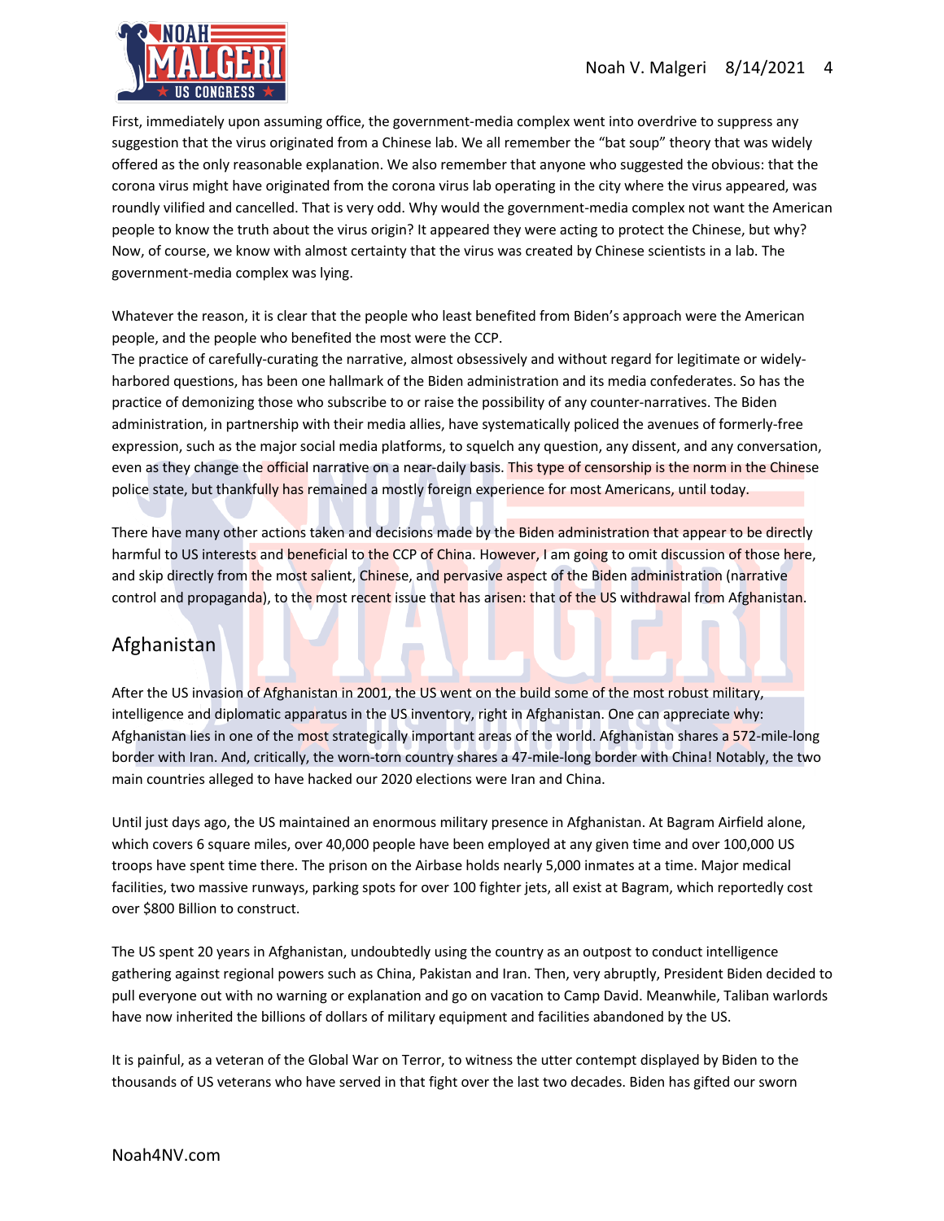First, immediately upon assuming office, the government-media complex went into overdrive to suppress any suggestion that the virus originated from a Chinese lab. We all remember the "bat soup" theory that was widely offered as the only reasonable explanation. We also remember that anyone who suggested the obvious: that the corona virus might have originated from the corona virus lab operating in the city where the virus appeared, was roundly vilified and cancelled. That is very odd. Why would the government-media complex not want the American people to know the truth about the virus origin? It appeared they were acting to protect the Chinese, but why? Now, of course, we know with almost certainty that the virus was created by Chinese scientists in a lab. The government-media complex was lying.

Whatever the reason, it is clear that the people who least benefited from Biden's approach were the American people, and the people who benefited the most were the CCP.

The practice of carefully-curating the narrative, almost obsessively and without regard for legitimate or widely-harbored questions, has been one hallmark of the Biden administration and its media confederates. So has the practice of demonizing those who subscribe to or raise the possibility of any counter-narratives. The Biden administration, in partnership with their media allies, have systematically policed the avenues of formerly-free expression, such as the major social media platforms, to squelch any question, any dissent, and any conversation, even as they change the official narrative on a near-daily basis. This type of censorship is the norm in the Chinese police state, but thankfully has remained a mostly foreign experience for most Americans, until today.

There have many other actions taken and decisions made by the Biden administration that appear to be directly harmful to US interests and beneficial to the CCP of China. However, I am going to omit discussion of those here, and skip directly from the most salient, Chinese, and pervasive aspect of the Biden administration (narrative control and propaganda), to the most recent issue that has arisen: that of the US withdrawal from Afghanistan.

## Afghanistan

After the US invasion of Afghanistan in 2001, the US went on the build some of the most robust military, intelligence and diplomatic apparatus in the US inventory, right in Afghanistan. One can appreciate why: Afghanistan lies in one of the most strategically important areas of the world. Afghanistan shares a 572-mile-long border with Iran. And, critically, the worn-torn country shares a 47-mile-long border with China! Notably, the two main countries alleged to have hacked our 2020 elections were Iran and China.

Until just days ago, the US maintained an enormous military presence in Afghanistan. At Bagram Airfield alone, which covers 6 square miles, over 40,000 people have been employed at any given time and over 100,000 US troops have spent time there. The prison on the Airbase holds nearly 5,000 inmates at a time. Major medical facilities, two massive runways, parking spots for over 100 fighter jets, all exist at Bagram, which reportedly cost over $800 Billion to construct.

The US spent 20 years in Afghanistan, undoubtedly using the country as an outpost to conduct intelligence gathering against regional powers such as China, Pakistan and Iran. Then, very abruptly, President Biden decided to pull everyone out with no warning or explanation and go on vacation to Camp David. Meanwhile, Taliban warlords have now inherited the billions of dollars of military equipment and facilities abandoned by the US.

It is painful, as a veteran of the Global War on Terror, to witness the utter contempt displayed by Biden to the thousands of US veterans who have served in that fight over the last two decades. Biden has gifted our sworn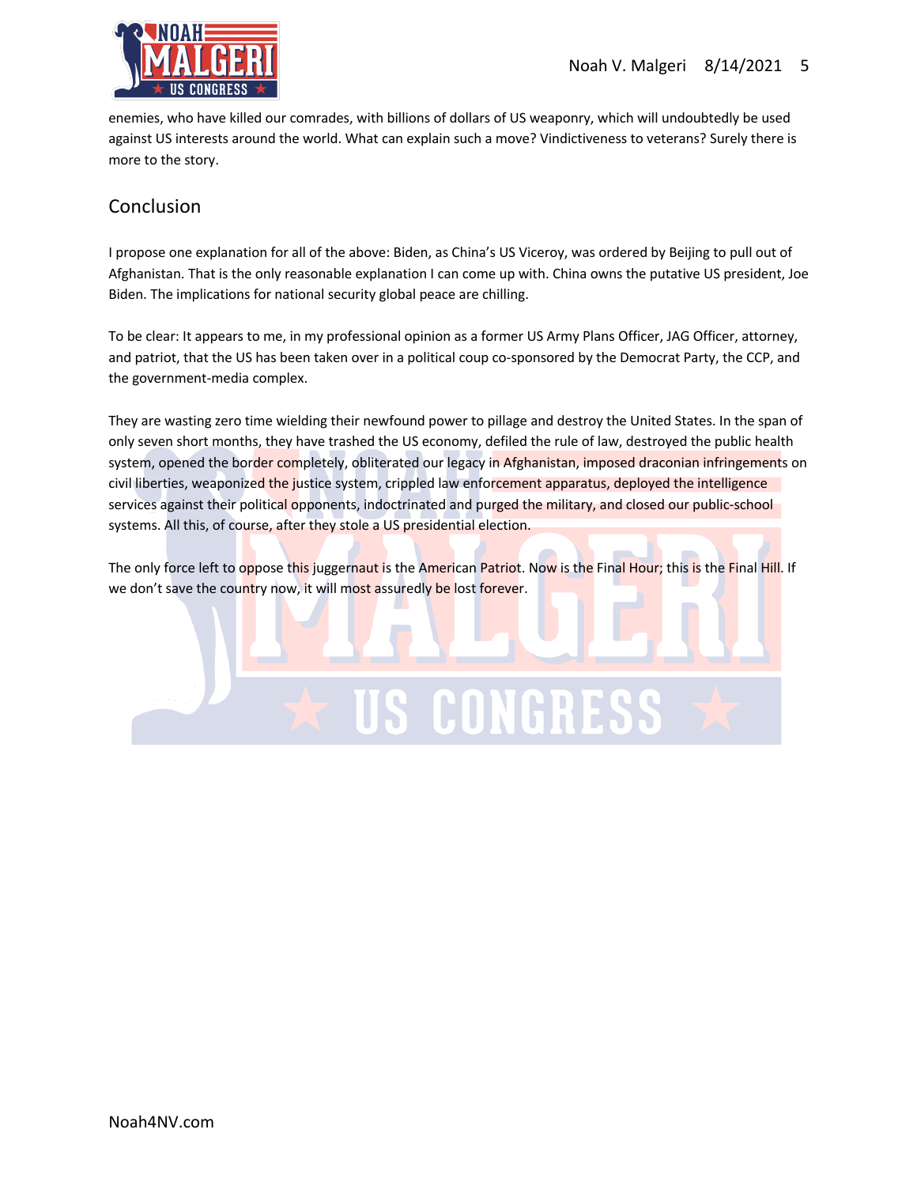enemies, who have killed our comrades, with billions of dollars of US weaponry, which will undoubtedly be used against US interests around the world. What can explain such a move? Vindictiveness to veterans? Surely there is more to the story.

## Conclusion

I propose one explanation for all of the above: Biden, as China's US Viceroy, was ordered by Beijing to pull out of Afghanistan. That is the only reasonable explanation I can come up with. China owns the putative US president, Joe Biden. The implications for national security global peace are chilling.

To be clear: It appears to me, in my professional opinion as a former US Army Plans Officer, JAG Officer, attorney, and patriot, that the US has been taken over in a political coup co-sponsored by the Democrat Party, the CCP, and the government-media complex.

They are wasting zero time wielding their newfound power to pillage and destroy the United States. In the span of only seven short months, they have trashed the US economy, defiled the rule of law, destroyed the public health system, opened the border completely, obliterated our legacy in Afghanistan, imposed draconian infringements on civil liberties, weaponized the justice system, crippled law enforcement apparatus, deployed the intelligence services against their political opponents, indoctrinated and purged the military, and closed our public-school systems. All this, of course, after they stole a US presidential election.

The only force left to oppose this juggernaut is the American Patriot. Now is the Final Hour; this is the Final Hill. If we don't save the country now, it will most assuredly be lost forever.